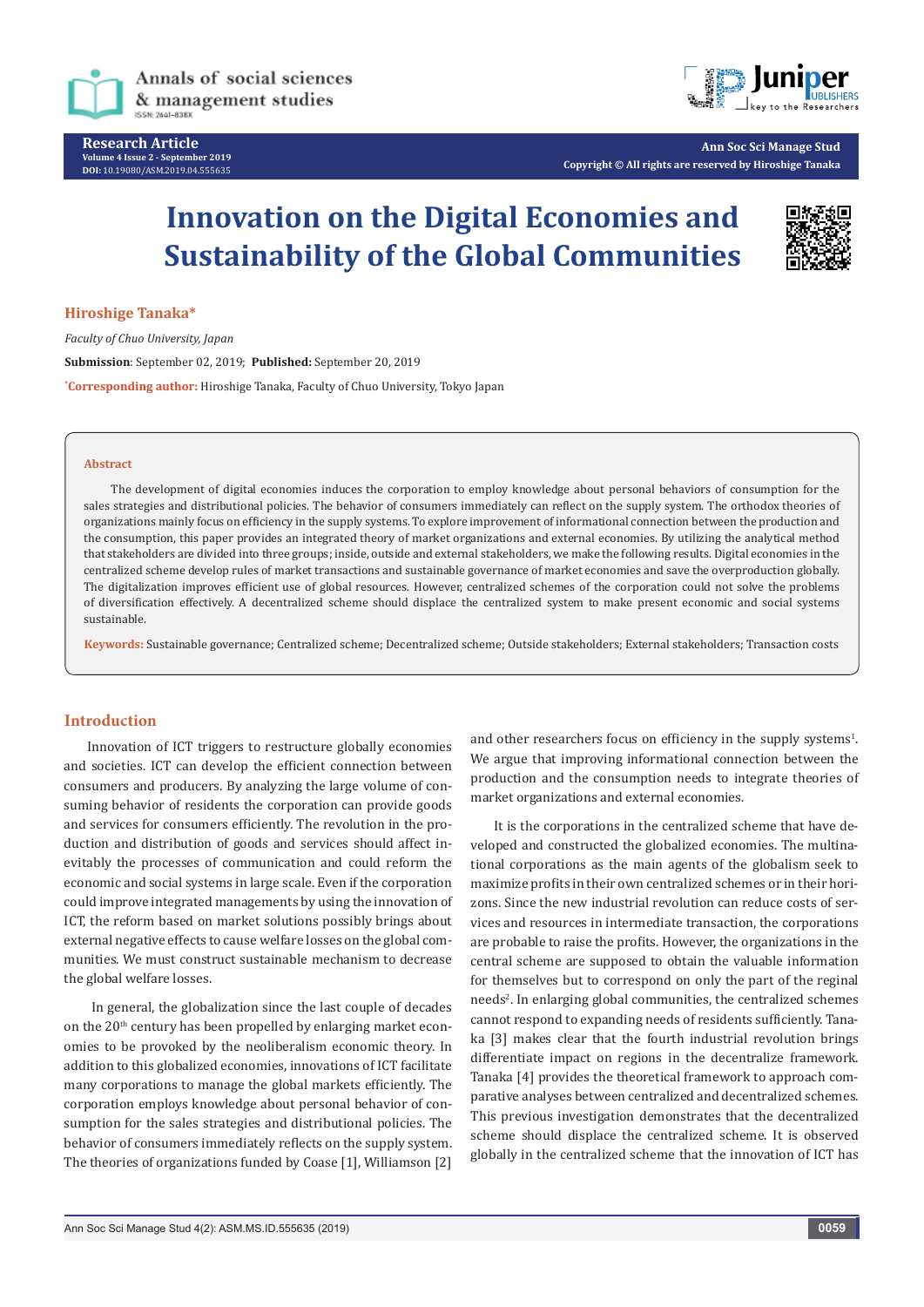# Innovation on the Digital Economies and Sustainability of the Global Communities

**Hiroshige Tanaka***

*Faculty of Chuo University, Japan*

**Submission**: September 02, 2019; **Published:** September 20, 2019

***Corresponding author:** Hiroshige Tanaka, Faculty of Chuo University, Tokyo Japan

## Abstract

The development of digital economies induces the corporation to employ knowledge about personal behaviors of consumption for the sales strategies and distributional policies. The behavior of consumers immediately can reflect on the supply system. The orthodox theories of organizations mainly focus on efficiency in the supply systems. To explore improvement of informational connection between the production and the consumption, this paper provides an integrated theory of market organizations and external economies. By utilizing the analytical method that stakeholders are divided into three groups; inside, outside and external stakeholders, we make the following results. Digital economies in the centralized scheme develop rules of market transactions and sustainable governance of market economies and save the overproduction globally. The digitalization improves efficient use of global resources. However, centralized schemes of the corporation could not solve the problems of diversification effectively. A decentralized scheme should displace the centralized system to make present economic and social systems sustainable.

**Keywords:** Sustainable governance; Centralized scheme; Decentralized scheme; Outside stakeholders; External stakeholders; Transaction costs

## Introduction

Innovation of ICT triggers to restructure globally economies and societies. ICT can develop the efficient connection between consumers and producers. By analyzing the large volume of consuming behavior of residents the corporation can provide goods and services for consumers efficiently. The revolution in the production and distribution of goods and services should affect inevitably the processes of communication and could reform the economic and social systems in large scale. Even if the corporation could improve integrated managements by using the innovation of ICT, the reform based on market solutions possibly brings about external negative effects to cause welfare losses on the global communities. We must construct sustainable mechanism to decrease the global welfare losses.

In general, the globalization since the last couple of decades on the 20th century has been propelled by enlarging market economies to be provoked by the neoliberalism economic theory. In addition to this globalized economies, innovations of ICT facilitate many corporations to manage the global markets efficiently. The corporation employs knowledge about personal behavior of consumption for the sales strategies and distributional policies. The behavior of consumers immediately reflects on the supply system. The theories of organizations funded by Coase [1], Williamson [2] and other researchers focus on efficiency in the supply systems[1]. We argue that improving informational connection between the production and the consumption needs to integrate theories of market organizations and external economies.

It is the corporations in the centralized scheme that have developed and constructed the globalized economies. The multinational corporations as the main agents of the globalism seek to maximize profits in their own centralized schemes or in their horizons. Since the new industrial revolution can reduce costs of services and resources in intermediate transaction, the corporations are probable to raise the profits. However, the organizations in the central scheme are supposed to obtain the valuable information for themselves but to correspond on only the part of the regial needs[2]. In enlarging global communities, the centralized schemes cannot respond to expanding needs of residents sufficiently. Tanaka [3] makes clear that the fourth industrial revolution brings differentiate impact on regions in the decentralize framework. Tanaka [4] provides the theoretical framework to approach comparative analyses between centralized and decentralized schemes. This previous investigation demonstrates that the decentralized scheme should displace the centralized scheme. It is observed globally in the centralized scheme that the innovation of ICT has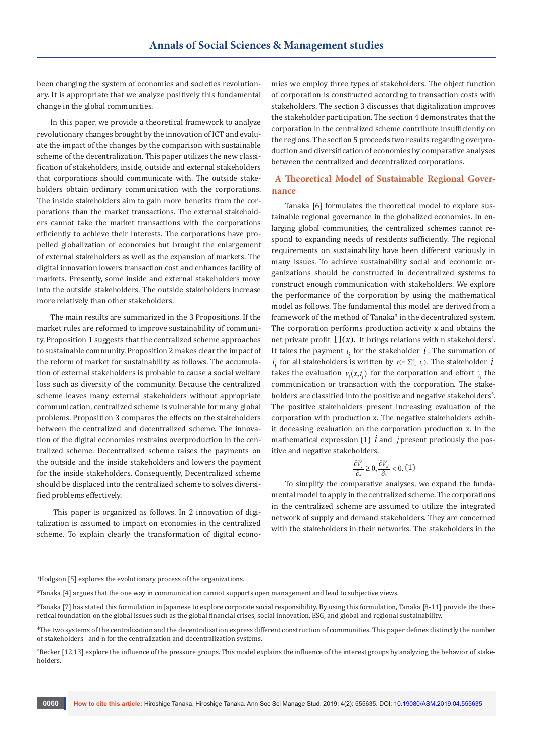been changing the system of economies and societies revolutionary. It is appropriate that we analyze positively this fundamental change in the global communities.

In this paper, we provide a theoretical framework to analyze revolutionary changes brought by the innovation of ICT and evaluate the impact of the changes by the comparison with sustainable scheme of the decentralization. This paper utilizes the new classification of stakeholders, inside, outside and external stakeholders that corporations should communicate with. The outside stakeholders obtain ordinary communication with the corporations. The inside stakeholders aim to gain more benefits from the corporations than the market transactions. The external stakeholders cannot take the market transactions with the corporations efficiently to achieve their interests. The corporations have propelled globalization of economies but brought the enlargement of external stakeholders as well as the expansion of markets. The digital innovation lowers transaction cost and enhances facility of markets. Presently, some inside and external stakeholders move into the outside stakeholders. The outside stakeholders increase more relatively than other stakeholders.

The main results are summarized in the 3 Propositions. If the market rules are reformed to improve sustainability of community, Proposition 1 suggests that the centralized scheme approaches to sustainable community. Proposition 2 makes clear the impact of the reform of market for sustainability as follows. The accumulation of external stakeholders is probable to cause a social welfare loss such as diversity of the community. Because the centralized scheme leaves many external stakeholders without appropriate communication, centralized scheme is vulnerable for many global problems. Proposition 3 compares the effects on the stakeholders between the centralized and decentralized scheme. The innovation of the digital economies restrains overproduction in the centralized scheme. Decentralized scheme raises the payments on the outside and the inside stakeholders and lowers the payment for the inside stakeholders. Consequently, Decentralized scheme should be displaced into the centralized scheme to solves diversified problems effectively.

This paper is organized as follows. In 2 innovation of digitalization is assumed to impact on economies in the centralized scheme. To explain clearly the transformation of digital economies we employ three types of stakeholders. The object function of corporation is constructed according to transaction costs with stakeholders. The section 3 discusses that digitalization improves the stakeholder participation. The section 4 demonstrates that the corporation in the centralized scheme contribute insufficiently on the regions. The section 5 proceeds two results regarding overproduction and diversification of economies by comparative analyses between the centralized and decentralized corporations.

## A Theoretical Model of Sustainable Regional Governance

Tanaka [6] formulates the theoretical model to explore sustainable regional governance in the globalized economies. In enlarging global communities, the centralized schemes cannot respond to expanding needs of residents sufficiently. The regional requirements on sustainability have been different variously in many issues. To achieve sustainability social and economic organizations should be constructed in decentralized systems to construct enough communication with stakeholders. We explore the performance of the corporation by using the mathematical model as follows. The fundamental this model are derived from a framework of the method of Tanaka[3] in the decentralized system. The corporation performs production activity x and obtains the net private profit $\prod(x)$. It brings relations with n stakeholders[4]. It takes the payment $t_i$ for the stakeholder $i$. The summation of $t_i$ for all stakeholders is written by $t(=\sum_{i=1}^{n} t_i)$. The stakeholder $i$ takes the evaluation $v_i(x,t_i)$ for the corporation and effort $y_i$ the communication or transaction with the corporation. The stakeholders are classified into the positive and negative stakeholders[5]. The positive stakeholders present increasing evaluation of the corporation with production x. The negative stakeholders exhibit deceasing evaluation on the corporation production x. In the mathematical expression (1) $i$ and $j$ present preciously the positive and negative stakeholders.

$$\frac{\partial V_i}{\partial x} \geq 0, \frac{\partial V_j}{\partial x} < 0. \quad (1)$$

To simplify the comparative analyses, we expand the fundamental model to apply in the centralized scheme. The corporations in the centralized scheme are assumed to utilize the integrated network of supply and demand stakeholders. They are concerned with the stakeholders in their networks. The stakeholders in the

---

[1]Hodgson [5] explores the evolutionary process of the organizations.

[2]Tanaka [4] argues that the one way in communication cannot supports open management and lead to subjective views.

[3]Tanaka [7] has stated this formulation in Japanese to explore corporate social responsibility. By using this formulation, Tanaka [8-11] provide the theoretical foundation on the global issues such as the global financial crises, social innovation, ESG, and global and regional sustainability.

[4]The two systems of the centralization and the decentralization express different construction of communities. This paper defines distinctly the number of stakeholders and n for the centralization and decentralization systems.

[5]Becker [12,13] explore the influence of the pressure groups. This model explains the influence of the interest groups by analyzing the behavior of stakeholders.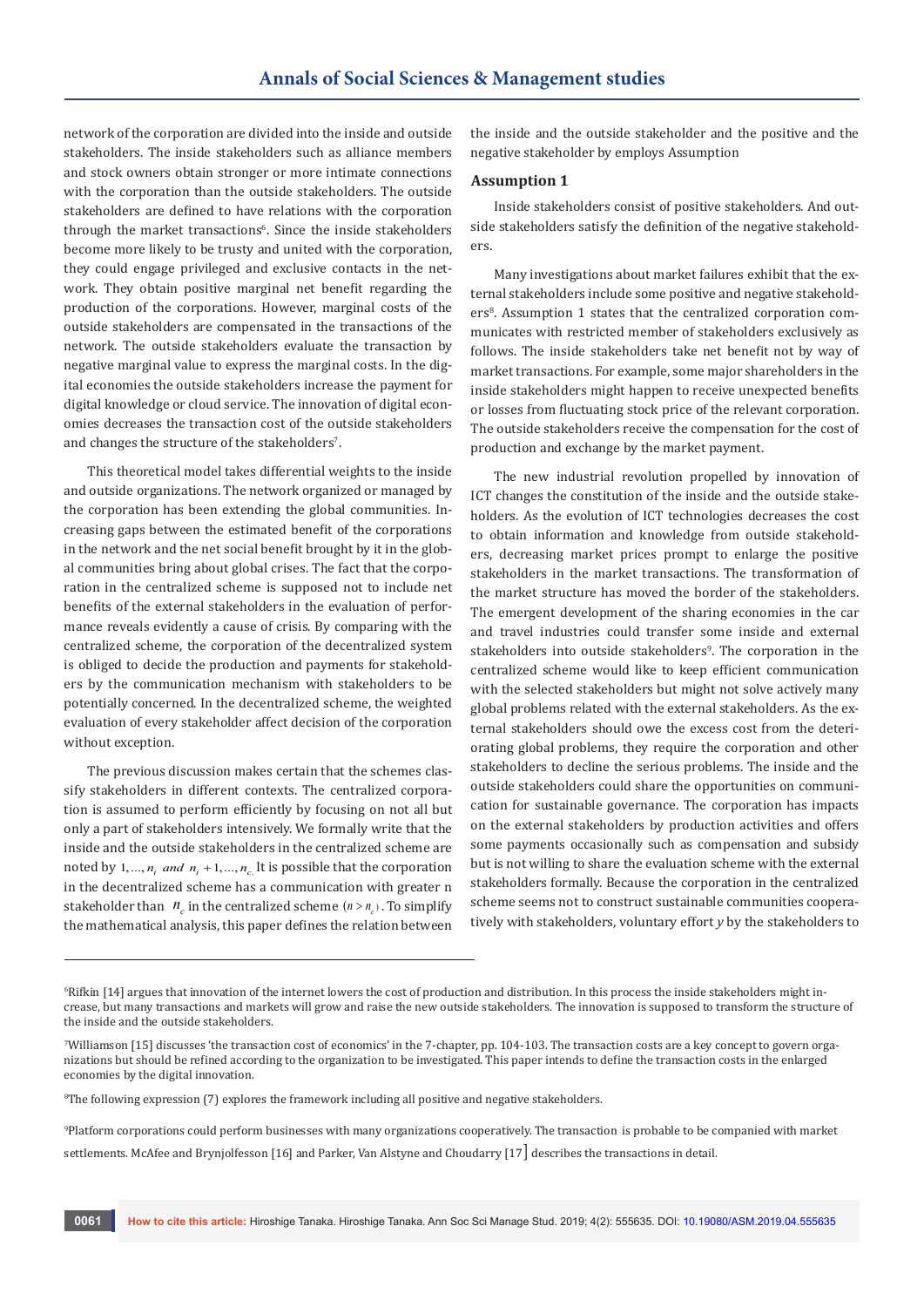network of the corporation are divided into the inside and outside stakeholders. The inside stakeholders such as alliance members and stock owners obtain stronger or more intimate connections with the corporation than the outside stakeholders. The outside stakeholders are defined to have relations with the corporation through the market transactions[6]. Since the inside stakeholders become more likely to be trusty and united with the corporation, they could engage privileged and exclusive contacts in the network. They obtain positive marginal net benefit regarding the production of the corporations. However, marginal costs of the outside stakeholders are compensated in the transactions of the network. The outside stakeholders evaluate the transaction by negative marginal value to express the marginal costs. In the digital economies the outside stakeholders increase the payment for digital knowledge or cloud service. The innovation of digital economies decreases the transaction cost of the outside stakeholders and changes the structure of the stakeholders[7].

This theoretical model takes differential weights to the inside and outside organizations. The network organized or managed by the corporation has been extending the global communities. Increasing gaps between the estimated benefit of the corporations in the network and the net social benefit brought by it in the global communities bring about global crises. The fact that the corporation in the centralized scheme is supposed not to include net benefits of the external stakeholders in the evaluation of performance reveals evidently a cause of crisis. By comparing with the centralized scheme, the corporation of the decentralized system is obliged to decide the production and payments for stakeholders by the communication mechanism with stakeholders to be potentially concerned. In the decentralized scheme, the weighted evaluation of every stakeholder affect decision of the corporation without exception.

The previous discussion makes certain that the schemes classify stakeholders in different contexts. The centralized corporation is assumed to perform efficiently by focusing on not all but only a part of stakeholders intensively. We formally write that the inside and the outside stakeholders in the centralized scheme are noted by $1,\ldots,n_i$ and $n_i+1,\ldots,n_c$. It is possible that the corporation in the decentralized scheme has a communication with greater n stakeholder than $n_c$ in the centralized scheme $(n > n_c)$. To simplify the mathematical analysis, this paper defines the relation between the inside and the outside stakeholder and the positive and the negative stakeholder by employs Assumption

### Assumption 1

Inside stakeholders consist of positive stakeholders. And outside stakeholders satisfy the definition of the negative stakeholders.

Many investigations about market failures exhibit that the external stakeholders include some positive and negative stakeholders[8]. Assumption 1 states that the centralized corporation communicates with restricted member of stakeholders exclusively as follows. The inside stakeholders take net benefit not by way of market transactions. For example, some major shareholders in the inside stakeholders might happen to receive unexpected benefits or losses from fluctuating stock price of the relevant corporation. The outside stakeholders receive the compensation for the cost of production and exchange by the market payment.

The new industrial revolution propelled by innovation of ICT changes the constitution of the inside and the outside stakeholders. As the evolution of ICT technologies decreases the cost to obtain information and knowledge from outside stakeholders, decreasing market prices prompt to enlarge the positive stakeholders in the market transactions. The transformation of the market structure has moved the border of the stakeholders. The emergent development of the sharing economies in the car and travel industries could transfer some inside and external stakeholders into outside stakeholders[9]. The corporation in the centralized scheme would like to keep efficient communication with the selected stakeholders but might not solve actively many global problems related with the external stakeholders. As the external stakeholders should owe the excess cost from the deteriorating global problems, they require the corporation and other stakeholders to decline the serious problems. The inside and the outside stakeholders could share the opportunities on communication for sustainable governance. The corporation has impacts on the external stakeholders by production activities and offers some payments occasionally such as compensation and subsidy but is not willing to share the evaluation scheme with the external stakeholders formally. Because the corporation in the centralized scheme seems not to construct sustainable communities cooperatively with stakeholders, voluntary effort $y$ by the stakeholders to

---

[6]Rifkin [14] argues that innovation of the internet lowers the cost of production and distribution. In this process the inside stakeholders might increase, but many transactions and markets will grow and raise the new outside stakeholders. The innovation is supposed to transform the structure of the inside and the outside stakeholders.

[7]Williamson [15] discusses 'the transaction cost of economics' in the 7-chapter, pp. 104-103. The transaction costs are a key concept to govern organizations but should be refined according to the organization to be investigated. This paper intends to define the transaction costs in the enlarged economies by the digital innovation.

[8]The following expression (7) explores the framework including all positive and negative stakeholders.

[9]Platform corporations could perform businesses with many organizations cooperatively. The transaction is probable to be companied with market settlements. McAfee and Brynjolfesson [16] and Parker, Van Alstyne and Choudarry [17] describes the transactions in detail.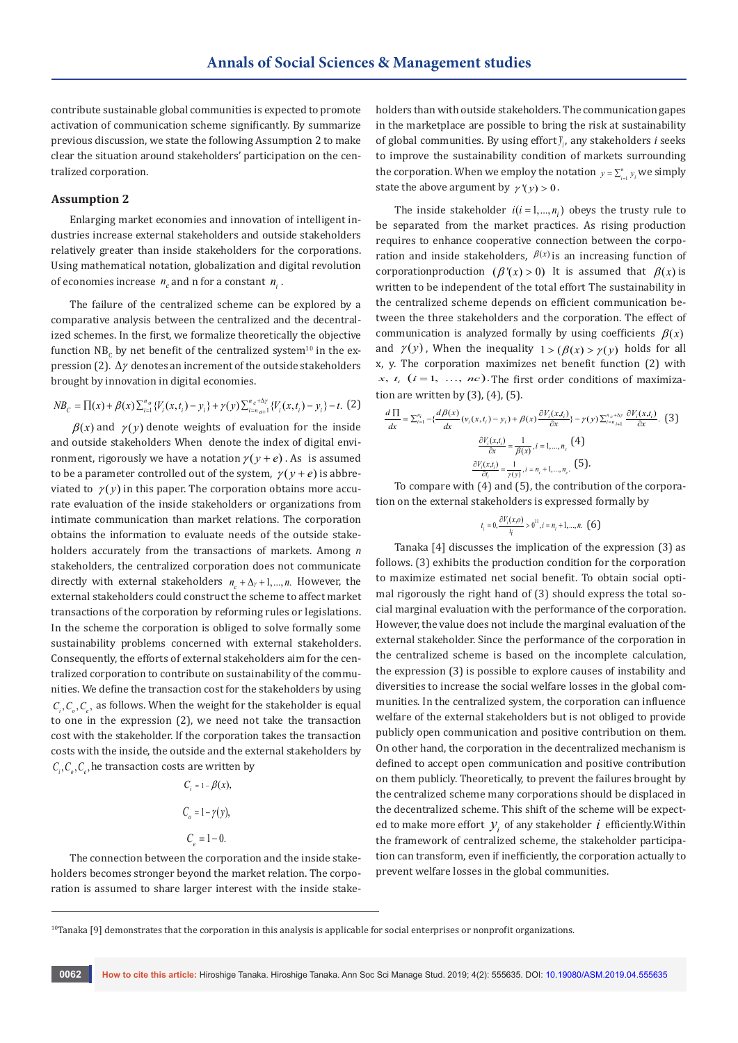contribute sustainable global communities is expected to promote activation of communication scheme significantly. By summarize previous discussion, we state the following Assumption 2 to make clear the situation around stakeholders' participation on the centralized corporation.

### Assumption 2

Enlarging market economies and innovation of intelligent industries increase external stakeholders and outside stakeholders relatively greater than inside stakeholders for the corporations. Using mathematical notation, globalization and digital revolution of economies increase $n_c$ and n for a constant $n_i$.

The failure of the centralized scheme can be explored by a comparative analysis between the centralized and the decentralized schemes. In the first, we formalize theoretically the objective function $NB_C$ by net benefit of the centralized system[10] in the expression (2). $\Delta\gamma$ denotes an increment of the outside stakeholders brought by innovation in digital economies.

$$NB_C = \prod(x) + \beta(x)\sum_{i=1}^{n_o}\{V_i(x,t_i) - y_i\} + \gamma(y)\sum_{i=n_o+1}^{n_c+\Delta\gamma}\{V_i(x,t_i) - y_i\} - t. \quad (2)$$

$\beta(x)$ and $\gamma(y)$ denote weights of evaluation for the inside and outside stakeholders When denote the index of digital environment, rigorously we have a notation $\gamma(y+e)$. As is assumed to be a parameter controlled out of the system, $\gamma(y+e)$ is abbreviated to $\gamma(y)$ in this paper. The corporation obtains more accurate evaluation of the inside stakeholders or organizations from intimate communication than market relations. The corporation obtains the information to evaluate needs of the outside stakeholders accurately from the transactions of markets. Among *n* stakeholders, the centralized corporation does not communicate directly with external stakeholders $n_c + \Delta_\gamma + 1, \ldots, n$. However, the external stakeholders could construct the scheme to affect market transactions of the corporation by reforming rules or legislations. In the scheme the corporation is obliged to solve formally some sustainability problems concerned with external stakeholders. Consequently, the efforts of external stakeholders aim for the centralized corporation to contribute on sustainability of the communities. We define the transaction cost for the stakeholders by using $C_i, C_o, C_e$, as follows. When the weight for the stakeholder is equal to one in the expression (2), we need not take the transaction cost with the stakeholder. If the corporation takes the transaction costs with the inside, the outside and the external stakeholders by $C_i, C_o, C_e$, he transaction costs are written by

$$C_i = 1 - \beta(x),$$

$$C_o = 1 - \gamma(y),$$

$$C_e = 1 - 0.$$

The connection between the corporation and the inside stakeholders becomes stronger beyond the market relation. The corporation is assumed to share larger interest with the inside stakeholders than with outside stakeholders. The communication gaps in the marketplace are possible to bring the risk at sustainability of global communities. By using effort $y_i$, any stakeholders *i* seeks to improve the sustainability condition of markets surrounding the corporation. When we employ the notation $y = \sum_{i=1}^{n} y_i$ we simply state the above argument by $\gamma'(y) > 0$.

The inside stakeholder $i(i = 1, \ldots, n_i)$ obeys the trusty rule to be separated from the market practices. As rising production requires to enhance cooperative connection between the corporation and inside stakeholders, $\beta(x)$ is an increasing function of corporationproduction $(\beta'(x) > 0)$ It is assumed that $\beta(x)$ is written to be independent of the total effort The sustainability in the centralized scheme depends on efficient communication between the three stakeholders and the corporation. The effect of communication is analyzed formally by using coefficients $\beta(x)$ and $\gamma(y)$, When the inequality $1 > (\beta(x) > \gamma(y)$ holds for all x, y. The corporation maximizes net benefit function (2) with $x,\ t,\ (i = 1,\ \ldots,\ nc)$. The first order conditions of maximization are written by (3), (4), (5).

$$\frac{d\prod}{dx} = \sum_{i=1}^{n_i} - \{\frac{d\beta(x)}{dx}(v_i(x,t_i) - y_i) + \beta(x)\frac{\partial V_i(x,t_i)}{\partial x}\} - \gamma(y)\sum_{i=n_i+1}^{n_c+\Delta\gamma}\frac{\partial V_i(x,t_i)}{\partial x}. \quad (3)$$

$$\frac{\partial V_i(x,t_i)}{\partial x} = \frac{1}{\beta(x)}, i = 1, \ldots, n_c \quad (4)$$

$$\frac{\partial V_i(x,t_i)}{\partial t_i} = \frac{1}{\gamma(y)}, i = n_i + 1, \ldots, n_c. \quad (5).$$

To compare with (4) and (5), the contribution of the corporation on the external stakeholders is expressed formally by

$$t_i = 0, \frac{\partial V_i(x,o)}{t_i} > 0^{11}, i = n_i + 1, \ldots, n. \quad (6)$$

Tanaka [4] discusses the implication of the expression (3) as follows. (3) exhibits the production condition for the corporation to maximize estimated net social benefit. To obtain social optimal rigorously the right hand of (3) should express the total social marginal evaluation with the performance of the corporation. However, the value does not include the marginal evaluation of the external stakeholder. Since the performance of the corporation in the centralized scheme is based on the incomplete calculation, the expression (3) is possible to explore causes of instability and diversities to increase the social welfare losses in the global communities. In the centralized system, the corporation can influence welfare of the external stakeholders but is not obliged to provide publicly open communication and positive contribution on them. On other hand, the corporation in the decentralized mechanism is defined to accept open communication and positive contribution on them publicly. Theoretically, to prevent the failures brought by the centralized scheme many corporations should be displaced in the decentralized scheme. This shift of the scheme will be expected to make more effort $y_i$ of any stakeholder $i$ efficiently.Within the framework of centralized scheme, the stakeholder participation can transform, even if inefficiently, the corporation actually to prevent welfare losses in the global communities.

---

[10] Tanaka [9] demonstrates that the corporation in this analysis is applicable for social enterprises or nonprofit organizations.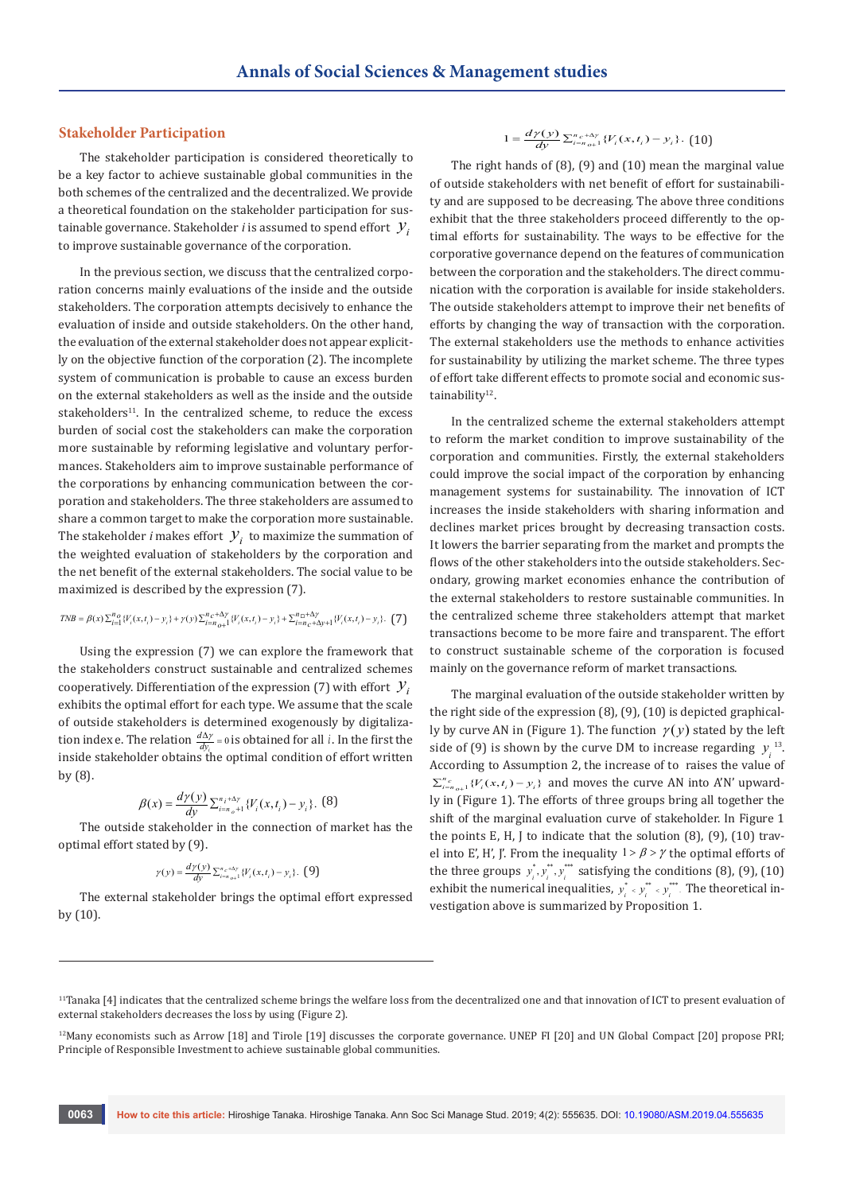## Stakeholder Participation

The stakeholder participation is considered theoretically to be a key factor to achieve sustainable global communities in the both schemes of the centralized and the decentralized. We provide a theoretical foundation on the stakeholder participation for sustainable governance. Stakeholder *i* is assumed to spend effort $y_i$ to improve sustainable governance of the corporation.

In the previous section, we discuss that the centralized corporation concerns mainly evaluations of the inside and the outside stakeholders. The corporation attempts decisively to enhance the evaluation of inside and outside stakeholders. On the other hand, the evaluation of the external stakeholder does not appear explicitly on the objective function of the corporation (2). The incomplete system of communication is probable to cause an excess burden on the external stakeholders as well as the inside and the outside stakeholders[11]. In the centralized scheme, to reduce the excess burden of social cost the stakeholders can make the corporation more sustainable by reforming legislative and voluntary performances. Stakeholders aim to improve sustainable performance of the corporations by enhancing communication between the corporation and stakeholders. The three stakeholders are assumed to share a common target to make the corporation more sustainable. The stakeholder *i* makes effort $y_i$ to maximize the summation of the weighted evaluation of stakeholders by the corporation and the net benefit of the external stakeholders. The social value to be maximized is described by the expression (7).

$$TNB = \beta(x)\sum_{i=1}^{n_o}\{V_i(x,t_i) - y_i\} + \gamma(y)\sum_{i=n_o+1}^{n_c+\Delta y}\{V_i(x,t_i) - y_i\} + \sum_{i=n_c+\Delta y+1}^{n+\Delta y}\{V_i(x,t_i) - y_i\}. \quad (7)$$

Using the expression (7) we can explore the framework that the stakeholders construct sustainable and centralized schemes cooperatively. Differentiation of the expression (7) with effort $y_i$ exhibits the optimal effort for each type. We assume that the scale of outside stakeholders is determined exogenously by digitalization index e. The relation $\frac{d\Delta y}{dy_i} = 0$ is obtained for all *i*. In the first the inside stakeholder obtains the optimal condition of effort written by (8).

$$\beta(x) = \frac{d\gamma(y)}{dy}\sum_{i=n_o+1}^{n_i+\Delta y}\{V_i(x,t_i) - y_i\}. \quad (8)$$

The outside stakeholder in the connection of market has the optimal effort stated by (9).

$$\gamma(y) = \frac{d\gamma(y)}{dy}\sum_{i=n_o+1}^{n_c+\Delta y}\{V_i(x,t_i) - y_i\}. \quad (9)$$

The external stakeholder brings the optimal effort expressed by (10).

$$1 = \frac{d\gamma(y)}{dy}\sum_{i=n_o+1}^{n_c+\Delta y}\{V_i(x,t_i) - y_i\}. \quad (10)$$

The right hands of (8), (9) and (10) mean the marginal value of outside stakeholders with net benefit of effort for sustainability and are supposed to be decreasing. The above three conditions exhibit that the three stakeholders proceed differently to the optimal efforts for sustainability. The ways to be effective for the corporative governance depend on the features of communication between the corporation and the stakeholders. The direct communication with the corporation is available for inside stakeholders. The outside stakeholders attempt to improve their net benefits of efforts by changing the way of transaction with the corporation. The external stakeholders use the methods to enhance activities for sustainability by utilizing the market scheme. The three types of effort take different effects to promote social and economic sustainability[12].

In the centralized scheme the external stakeholders attempt to reform the market condition to improve sustainability of the corporation and communities. Firstly, the external stakeholders could improve the social impact of the corporation by enhancing management systems for sustainability. The innovation of ICT increases the inside stakeholders with sharing information and declines market prices brought by decreasing transaction costs. It lowers the barrier separating from the market and prompts the flows of the other stakeholders into the outside stakeholders. Secondary, growing market economies enhance the contribution of the external stakeholders to restore sustainable communities. In the centralized scheme three stakeholders attempt that market transactions become to be more faire and transparent. The effort to construct sustainable scheme of the corporation is focused mainly on the governance reform of market transactions.

The marginal evaluation of the outside stakeholder written by the right side of the expression (8), (9), (10) is depicted graphically by curve AN in (Figure 1). The function $\gamma(y)$ stated by the left side of (9) is shown by the curve DM to increase regarding $y_i$[13]. According to Assumption 2, the increase of to raises the value of $\sum_{i=n_o+1}^{n_c}\{V_i(x,t_i) - y_i\}$ and moves the curve AN into A'N' upwardly in (Figure 1). The efforts of three groups bring all together the shift of the marginal evaluation curve of stakeholder. In Figure 1 the points E, H, J to indicate that the solution (8), (9), (10) travel into E', H', J'. From the inequality $1 > \beta > \gamma$ the optimal efforts of the three groups $y_i^*, y_i^{**}, y_i^{***}$ satisfying the conditions (8), (9), (10) exhibit the numerical inequalities, $y_i^* < y_i^{**} < y_i^{***}$. The theoretical investigation above is summarized by Proposition 1.

---

[11] Tanaka [4] indicates that the centralized scheme brings the welfare loss from the decentralized one and that innovation of ICT to present evaluation of external stakeholders decreases the loss by using (Figure 2).

[12] Many economists such as Arrow [18] and Tirole [19] discusses the corporate governance. UNEP FI [20] and UN Global Compact [20] propose PRI; Principle of Responsible Investment to achieve sustainable global communities.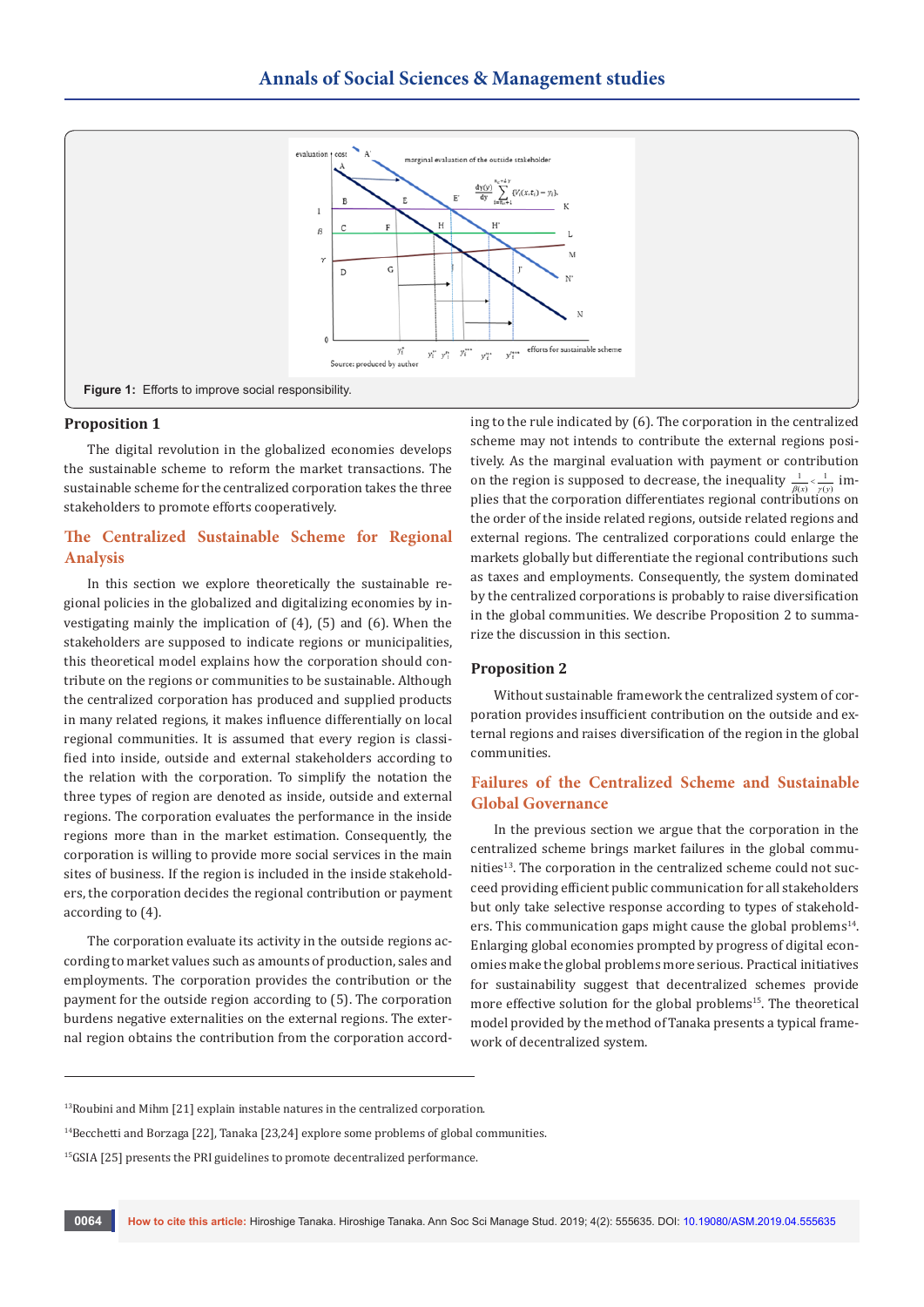Figure 1: Efforts to improve social responsibility.

**Proposition 1**

The digital revolution in the globalized economies develops the sustainable scheme to reform the market transactions. The sustainable scheme for the centralized corporation takes the three stakeholders to promote efforts cooperatively.

## The Centralized Sustainable Scheme for Regional Analysis

In this section we explore theoretically the sustainable regional policies in the globalized and digitalizing economies by investigating mainly the implication of (4), (5) and (6). When the stakeholders are supposed to indicate regions or municipalities, this theoretical model explains how the corporation should contribute on the regions or communities to be sustainable. Although the centralized corporation has produced and supplied products in many related regions, it makes influence differentially on local regional communities. It is assumed that every region is classified into inside, outside and external stakeholders according to the relation with the corporation. To simplify the notation the three types of region are denoted as inside, outside and external regions. The corporation evaluates the performance in the inside regions more than in the market estimation. Consequently, the corporation is willing to provide more social services in the main sites of business. If the region is included in the inside stakeholders, the corporation decides the regional contribution or payment according to (4).

The corporation evaluate its activity in the outside regions according to market values such as amounts of production, sales and employments. The corporation provides the contribution or the payment for the outside region according to (5). The corporation burdens negative externalities on the external regions. The external region obtains the contribution from the corporation according to the rule indicated by (6). The corporation in the centralized scheme may not intends to contribute the external regions positively. As the marginal evaluation with payment or contribution on the region is supposed to decrease, the inequality $\frac{1}{\beta(x)} < \frac{1}{\gamma(y)}$ implies that the corporation differentiates regional contributions on the order of the inside related regions, outside related regions and external regions. The centralized corporations could enlarge the markets globally but differentiate the regional contributions such as taxes and employments. Consequently, the system dominated by the centralized corporations is probably to raise diversification in the global communities. We describe Proposition 2 to summarize the discussion in this section.

**Proposition 2**

Without sustainable framework the centralized system of corporation provides insufficient contribution on the outside and external regions and raises diversification of the region in the global communities.

## Failures of the Centralized Scheme and Sustainable Global Governance

In the previous section we argue that the corporation in the centralized scheme brings market failures in the global communities[13]. The corporation in the centralized scheme could not succeed providing efficient public communication for all stakeholders but only take selective response according to types of stakeholders. This communication gaps might cause the global problems[14]. Enlarging global economies prompted by progress of digital economies make the global problems more serious. Practical initiatives for sustainability suggest that decentralized schemes provide more effective solution for the global problems[15]. The theoretical model provided by the method of Tanaka presents a typical framework of decentralized system.

[13] Roubini and Mihm [21] explain instable natures in the centralized corporation.

[14] Becchetti and Borzaga [22], Tanaka [23,24] explore some problems of global communities.

[15] GSIA [25] presents the PRI guidelines to promote decentralized performance.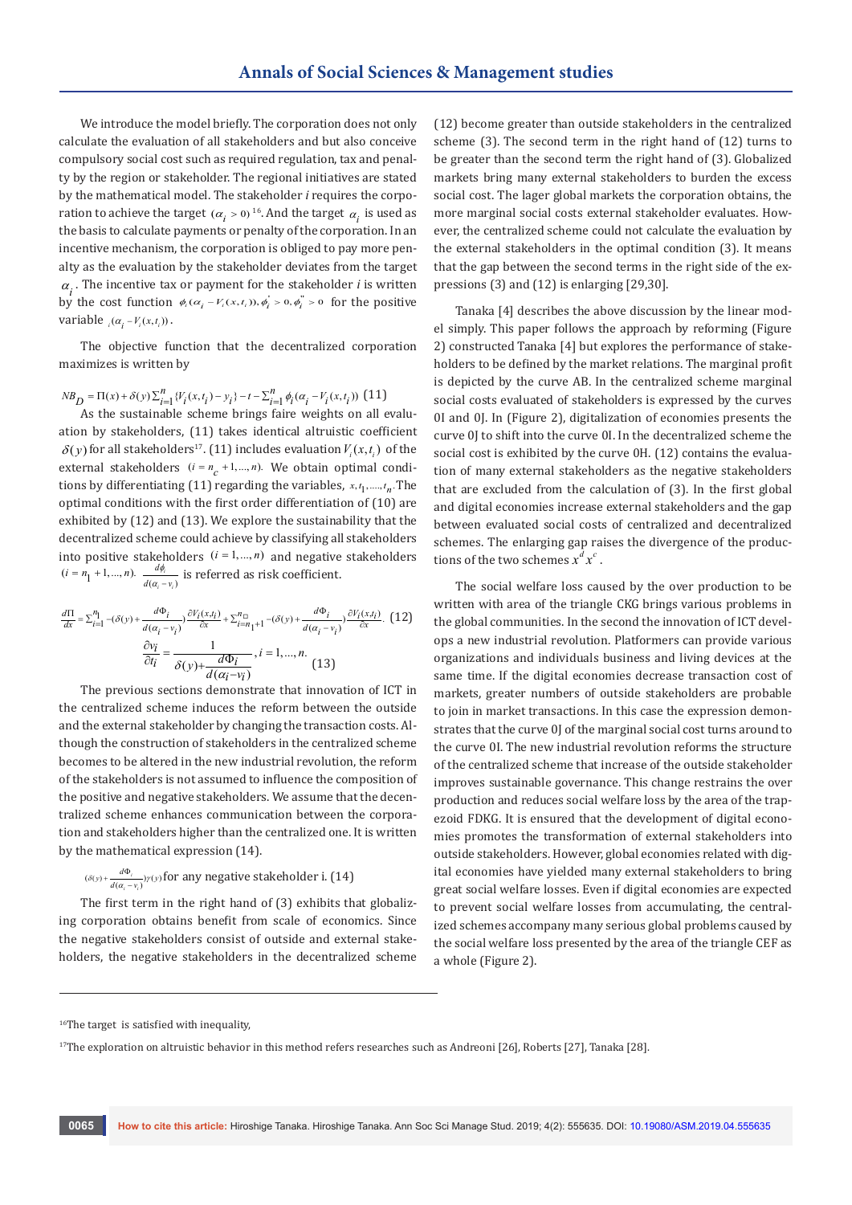We introduce the model briefly. The corporation does not only calculate the evaluation of all stakeholders and but also conceive compulsory social cost such as required regulation, tax and penalty by the region or stakeholder. The regional initiatives are stated by the mathematical model. The stakeholder *i* requires the corporation to achieve the target $(\alpha_i > 0)$ [16]. And the target $\alpha_i$ is used as the basis to calculate payments or penalty of the corporation. In an incentive mechanism, the corporation is obliged to pay more penalty as the evaluation by the stakeholder deviates from the target $\alpha_i$. The incentive tax or payment for the stakeholder *i* is written by the cost function $\phi_i(\alpha_i - V_i(x,t_i)), \phi_i^{'} > 0, \phi_i^{''} > 0$ for the positive variable $_i(\alpha_i - V_i(x,t_i))$.

The objective function that the decentralized corporation maximizes is written by

$$NB_D = \Pi(x) + \delta(y)\sum_{i=1}^{n}\{V_i(x,t_i) - y_i\} - t - \sum_{i=1}^{n}\phi_i(\alpha_i - V_i(x,t_i)) \quad (11)$$

As the sustainable scheme brings faire weights on all evaluation by stakeholders, (11) takes identical altruistic coefficient $\delta(y)$ for all stakeholders[17]. (11) includes evaluation $V_i(x,t_i)$ of the external stakeholders $(i = n_c + 1,...,n)$. We obtain optimal conditions by differentiating (11) regarding the variables, $x, t_1, ...., t_n$. The optimal conditions with the first order differentiation of (10) are exhibited by (12) and (13). We explore the sustainability that the decentralized scheme could achieve by classifying all stakeholders into positive stakeholders $(i = 1,...,n)$ and negative stakeholders $(i = n_1 + 1,...,n)$. $\frac{d\phi_i}{d(\alpha_i - v_i)}$ is referred as risk coefficient.

$$\frac{d\Pi}{dx} = \sum_{i=1}^{n_1} -(\delta(y) + \frac{d\Phi_i}{d(\alpha_i - v_i)})\frac{\partial V_i(x,t_i)}{\partial x} + \sum_{i=n_1+1}^{n} -(\delta(y) + \frac{d\Phi_i}{d(\alpha_i - v_i)})\frac{\partial V_i(x,t_i)}{\partial x}. \quad (12)$$

$$\frac{\partial v_i}{\partial t_i} = \frac{1}{\delta(y) + \frac{d\Phi_i}{d(\alpha_i - v_i)}}, i = 1,...,n. \quad (13)$$

The previous sections demonstrate that innovation of ICT in the centralized scheme induces the reform between the outside and the external stakeholder by changing the transaction costs. Although the construction of stakeholders in the centralized scheme becomes to be altered in the new industrial revolution, the reform of the stakeholders is not assumed to influence the composition of the positive and negative stakeholders. We assume that the decentralized scheme enhances communication between the corporation and stakeholders higher than the centralized one. It is written by the mathematical expression (14).

$(\delta(y) + \frac{d\Phi_i}{d(\alpha_i - v_i)})\gamma(y)$ for any negative stakeholder i. (14)

The first term in the right hand of (3) exhibits that globalizing corporation obtains benefit from scale of economics. Since the negative stakeholders consist of outside and external stakeholders, the negative stakeholders in the decentralized scheme (12) become greater than outside stakeholders in the centralized scheme (3). The second term in the right hand of (12) turns to be greater than the second term the right hand of (3). Globalized markets bring many external stakeholders to burden the excess social cost. The lager global markets the corporation obtains, the more marginal social costs external stakeholder evaluates. However, the centralized scheme could not calculate the evaluation by the external stakeholders in the optimal condition (3). It means that the gap between the second terms in the right side of the expressions (3) and (12) is enlarging [29,30].

Tanaka [4] describes the above discussion by the linear model simply. This paper follows the approach by reforming (Figure 2) constructed Tanaka [4] but explores the performance of stakeholders to be defined by the market relations. The marginal profit is depicted by the curve AB. In the centralized scheme marginal social costs evaluated of stakeholders is expressed by the curves 0I and 0J. In (Figure 2), digitalization of economies presents the curve 0J to shift into the curve 0I. In the decentralized scheme the social cost is exhibited by the curve 0H. (12) contains the evaluation of many external stakeholders as the negative stakeholders that are excluded from the calculation of (3). In the first global and digital economies increase external stakeholders and the gap between evaluated social costs of centralized and decentralized schemes. The enlarging gap raises the divergence of the productions of the two schemes $x^d x^c$.

The social welfare loss caused by the over production to be written with area of the triangle CKG brings various problems in the global communities. In the second the innovation of ICT develops a new industrial revolution. Platformers can provide various organizations and individuals business and living devices at the same time. If the digital economies decrease transaction cost of markets, greater numbers of outside stakeholders are probable to join in market transactions. In this case the expression demonstrates that the curve 0J of the marginal social cost turns around to the curve 0I. The new industrial revolution reforms the structure of the centralized scheme that increase of the outside stakeholder improves sustainable governance. This change restrains the over production and reduces social welfare loss by the area of the trapezoid FDKG. It is ensured that the development of digital economies promotes the transformation of external stakeholders into outside stakeholders. However, global economies related with digital economies have yielded many external stakeholders to bring great social welfare losses. Even if digital economies are expected to prevent social welfare losses from accumulating, the centralized schemes accompany many serious global problems caused by the social welfare loss presented by the area of the triangle CEF as a whole (Figure 2).

---

[16] The target is satisfied with inequality,

[17] The exploration on altruistic behavior in this method refers researches such as Andreoni [26], Roberts [27], Tanaka [28].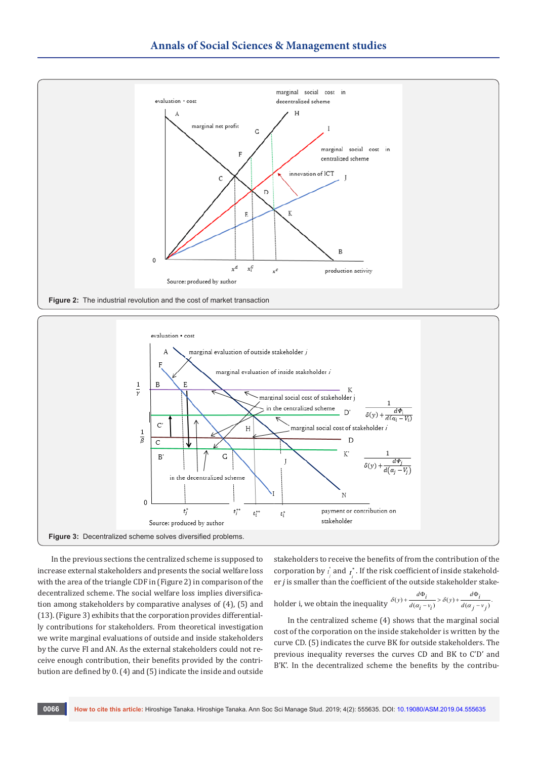Figure 2: The industrial revolution and the cost of market transaction

Figure 3: Decentralized scheme solves diversified problems.

In the previous sections the centralized scheme is supposed to increase external stakeholders and presents the social welfare loss with the area of the triangle CDF in (Figure 2) in comparison of the decentralized scheme. The social welfare loss implies diversification among stakeholders by comparative analyses of (4), (5) and (13). (Figure 3) exhibits that the corporation provides differentially contributions for stakeholders. From theoretical investigation we write marginal evaluations of outside and inside stakeholders by the curve FI and AN. As the external stakeholders could not receive enough contribution, their benefits provided by the contribution are defined by 0. (4) and (5) indicate the inside and outside stakeholders to receive the benefits of from the contribution of the corporation by $t_j^*$ and $t_i^*$. If the risk coefficient of inside stakeholder $j$ is smaller than the coefficient of the outside stakeholder $i$, we obtain the inequality $\delta(y)+\dfrac{d\Phi_i}{d(\alpha_i-v_i)}>\delta(y)+\dfrac{d\Phi_i}{d(\alpha_j-v_j)}$.

In the centralized scheme (4) shows that the marginal social cost of the corporation on the inside stakeholder is written by the curve CD. (5) indicates the curve BK for outside stakeholders. The previous inequality reverses the curves CD and BK to C'D' and B'K'. In the decentralized scheme the benefits by the contribu-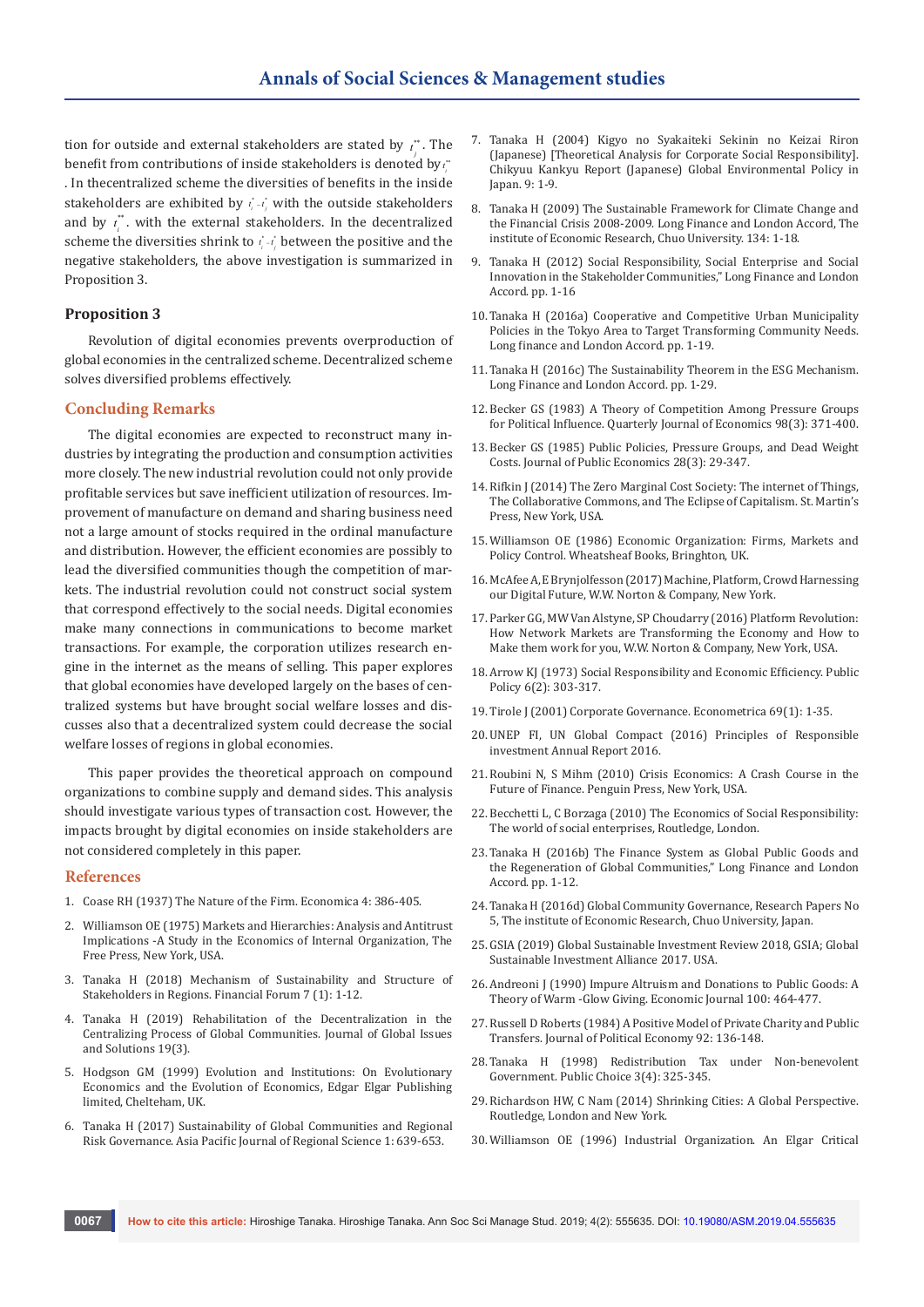tion for outside and external stakeholders are stated by $t_j^{**}$. The benefit from contributions of inside stakeholders is denoted by $t_i^{**}$. In thecentralized scheme the diversities of benefits in the inside stakeholders are exhibited by $t_i^* - t_j^*$ with the outside stakeholders and by $t_i^{**}$. with the external stakeholders. In the decentralized scheme the diversities shrink to $t_i^* - t_j^*$ between the positive and the negative stakeholders, the above investigation is summarized in Proposition 3.

### Proposition 3

Revolution of digital economies prevents overproduction of global economies in the centralized scheme. Decentralized scheme solves diversified problems effectively.

## Concluding Remarks

The digital economies are expected to reconstruct many industries by integrating the production and consumption activities more closely. The new industrial revolution could not only provide profitable services but save inefficient utilization of resources. Improvement of manufacture on demand and sharing business need not a large amount of stocks required in the ordinal manufacture and distribution. However, the efficient economies are possibly to lead the diversified communities though the competition of markets. The industrial revolution could not construct social system that correspond effectively to the social needs. Digital economies make many connections in communications to become market transactions. For example, the corporation utilizes research engine in the internet as the means of selling. This paper explores that global economies have developed largely on the bases of centralized systems but have brought social welfare losses and discusses also that a decentralized system could decrease the social welfare losses of regions in global economies.

This paper provides the theoretical approach on compound organizations to combine supply and demand sides. This analysis should investigate various types of transaction cost. However, the impacts brought by digital economies on inside stakeholders are not considered completely in this paper.

## References

1. Coase RH (1937) The Nature of the Firm. Economica 4: 386-405.
2. Williamson OE (1975) Markets and Hierarchies: Analysis and Antitrust Implications -A Study in the Economics of Internal Organization, The Free Press, New York, USA.
3. Tanaka H (2018) Mechanism of Sustainability and Structure of Stakeholders in Regions. Financial Forum 7 (1): 1-12.
4. Tanaka H (2019) Rehabilitation of the Decentralization in the Centralizing Process of Global Communities. Journal of Global Issues and Solutions 19(3).
5. Hodgson GM (1999) Evolution and Institutions: On Evolutionary Economics and the Evolution of Economics, Edgar Elgar Publishing limited, Cheltenham, UK.
6. Tanaka H (2017) Sustainability of Global Communities and Regional Risk Governance. Asia Pacific Journal of Regional Science 1: 639-653.
7. Tanaka H (2004) Kigyo no Syakaiteki Sekinin no Keizai Riron (Japanese) [Theoretical Analysis for Corporate Social Responsibility]. Chikyuu Kankyu Report (Japanese) Global Environmental Policy in Japan. 9: 1-9.
8. Tanaka H (2009) The Sustainable Framework for Climate Change and the Financial Crisis 2008-2009. Long Finance and London Accord, The institute of Economic Research, Chuo University. 134: 1-18.
9. Tanaka H (2012) Social Responsibility, Social Enterprise and Social Innovation in the Stakeholder Communities," Long Finance and London Accord. pp. 1-16
10. Tanaka H (2016a) Cooperative and Competitive Urban Municipality Policies in the Tokyo Area to Target Transforming Community Needs. Long finance and London Accord. pp. 1-19.
11. Tanaka H (2016c) The Sustainability Theorem in the ESG Mechanism. Long Finance and London Accord. pp. 1-29.
12. Becker GS (1983) A Theory of Competition Among Pressure Groups for Political Influence. Quarterly Journal of Economics 98(3): 371-400.
13. Becker GS (1985) Public Policies, Pressure Groups, and Dead Weight Costs. Journal of Public Economics 28(3): 29-347.
14. Rifkin J (2014) The Zero Marginal Cost Society: The internet of Things, The Collaborative Commons, and The Eclipse of Capitalism. St. Martin's Press, New York, USA.
15. Williamson OE (1986) Economic Organization: Firms, Markets and Policy Control. Wheatsheaf Books, Brighton, UK.
16. McAfee A, E Brynjolfesson (2017) Machine, Platform, Crowd Harnessing our Digital Future, W.W. Norton & Company, New York.
17. Parker GG, MW Van Alstyne, SP Choudarry (2016) Platform Revolution: How Network Markets are Transforming the Economy and How to Make them work for you, W.W. Norton & Company, New York, USA.
18. Arrow KJ (1973) Social Responsibility and Economic Efficiency. Public Policy 6(2): 303-317.
19. Tirole J (2001) Corporate Governance. Econometrica 69(1): 1-35.
20. UNEP FI, UN Global Compact (2016) Principles of Responsible investment Annual Report 2016.
21. Roubini N, S Mihm (2010) Crisis Economics: A Crash Course in the Future of Finance. Penguin Press, New York, USA.
22. Becchetti L, C Borzaga (2010) The Economics of Social Responsibility: The world of social enterprises, Routledge, London.
23. Tanaka H (2016b) The Finance System as Global Public Goods and the Regeneration of Global Communities," Long Finance and London Accord. pp. 1-12.
24. Tanaka H (2016d) Global Community Governance, Research Papers No 5, The institute of Economic Research, Chuo University, Japan.
25. GSIA (2019) Global Sustainable Investment Review 2018, GSIA; Global Sustainable Investment Alliance 2017. USA.
26. Andreoni J (1990) Impure Altruism and Donations to Public Goods: A Theory of Warm -Glow Giving. Economic Journal 100: 464-477.
27. Russell D Roberts (1984) A Positive Model of Private Charity and Public Transfers. Journal of Political Economy 92: 136-148.
28. Tanaka H (1998) Redistribution Tax under Non-benevolent Government. Public Choice 3(4): 325-345.
29. Richardson HW, C Nam (2014) Shrinking Cities: A Global Perspective. Routledge, London and New York.
30. Williamson OE (1996) Industrial Organization. An Elgar Critical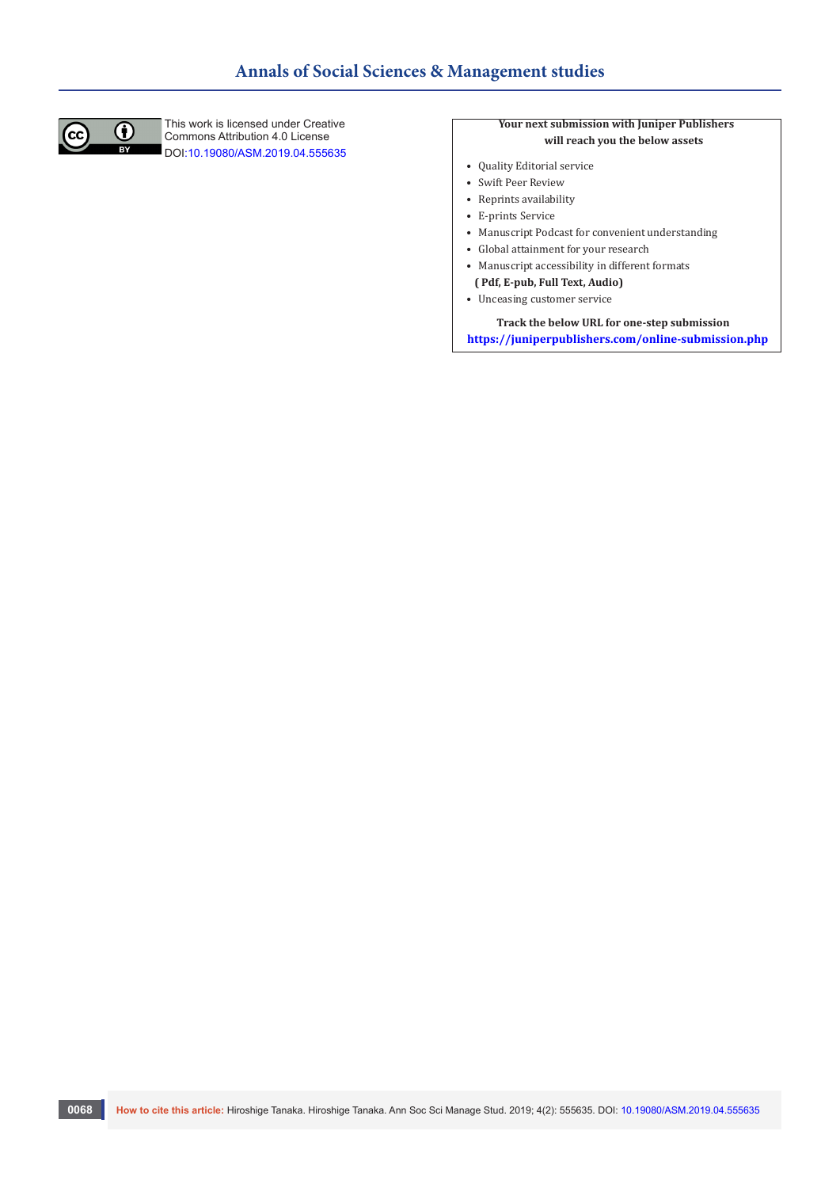This work is licensed under Creative Commons Attribution 4.0 License
DOI:10.19080/ASM.2019.04.555635

**Your next submission with Juniper Publishers will reach you the below assets**

- Quality Editorial service
- Swift Peer Review
- Reprints availability
- E-prints Service
- Manuscript Podcast for convenient understanding
- Global attainment for your research
- Manuscript accessibility in different formats

**( Pdf, E-pub, Full Text, Audio)**

- Unceasing customer service

**Track the below URL for one-step submission**
**https://juniperpublishers.com/online-submission.php**